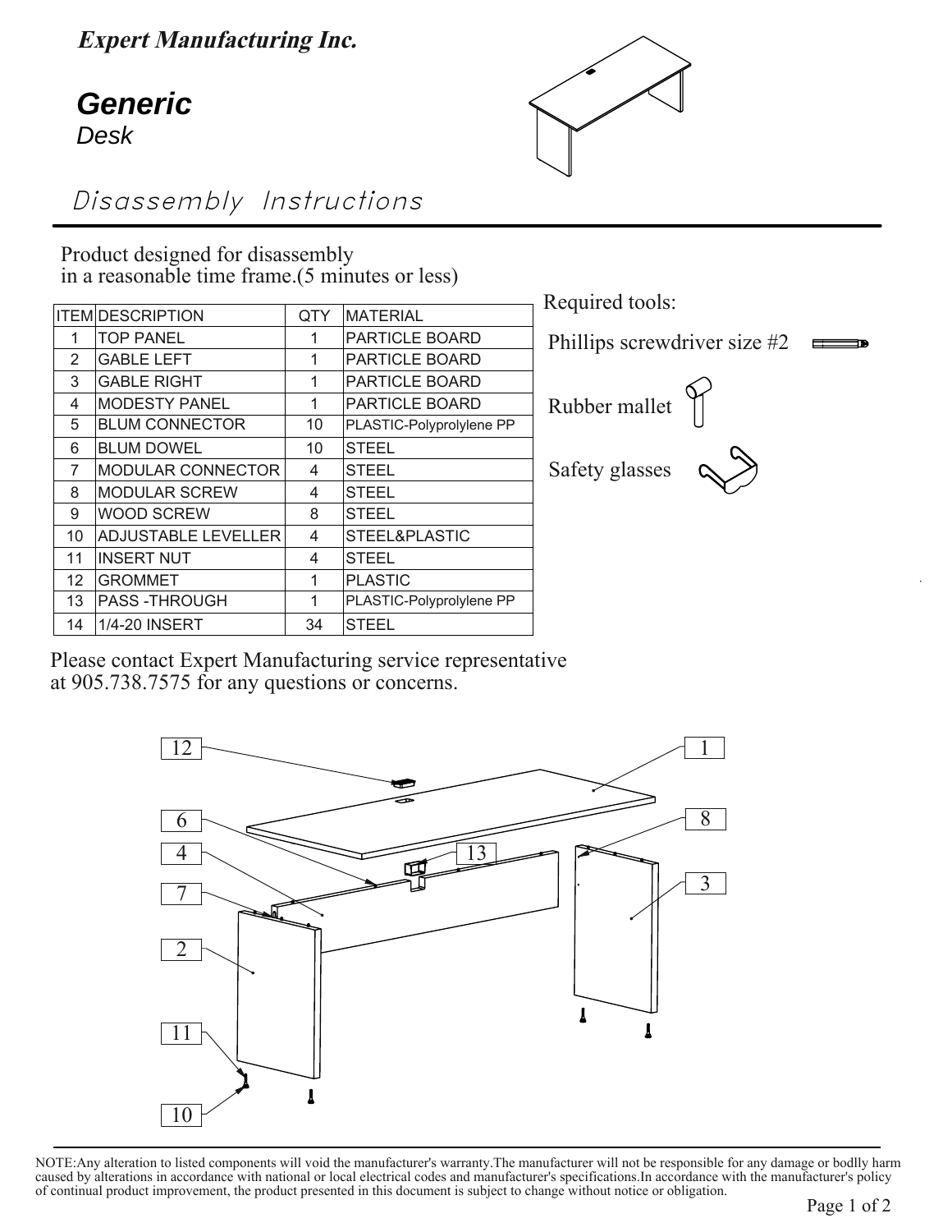**Expert Manufacturing Inc.**

# *Generic*

*Desk*

## Disassembly Instructions

Product designed for disassembly
in a reasonable time frame.(5 minutes or less)

| ITEM | DESCRIPTION | QTY | MATERIAL |
|---|---|---|---|
| 1 | TOP PANEL | 1 | PARTICLE BOARD |
| 2 | GABLE LEFT | 1 | PARTICLE BOARD |
| 3 | GABLE RIGHT | 1 | PARTICLE BOARD |
| 4 | MODESTY PANEL | 1 | PARTICLE BOARD |
| 5 | BLUM CONNECTOR | 10 | PLASTIC-Polyprolylene PP |
| 6 | BLUM DOWEL | 10 | STEEL |
| 7 | MODULAR CONNECTOR | 4 | STEEL |
| 8 | MODULAR SCREW | 4 | STEEL |
| 9 | WOOD SCREW | 8 | STEEL |
| 10 | ADJUSTABLE LEVELLER | 4 | STEEL&PLASTIC |
| 11 | INSERT NUT | 4 | STEEL |
| 12 | GROMMET | 1 | PLASTIC |
| 13 | PASS -THROUGH | 1 | PLASTIC-Polyprolylene PP |
| 14 | 1/4-20 INSERT | 34 | STEEL |

Required tools:

- Phillips screwdriver size #2
- Rubber mallet
- Safety glasses

Please contact Expert Manufacturing service representative at 905.738.7575 for any questions or concerns.

12, 1, 6, 8, 4, 13, 7, 3, 2, 11, 10

NOTE:Any alteration to listed components will void the manufacturer's warranty.The manufacturer will not be responsible for any damage or bodlly harm caused by alterations in accordance with national or local electrical codes and manufacturer's specifications.In accordance with the manufacturer's policy of continual product improvement, the product presented in this document is subject to change without notice or obligation.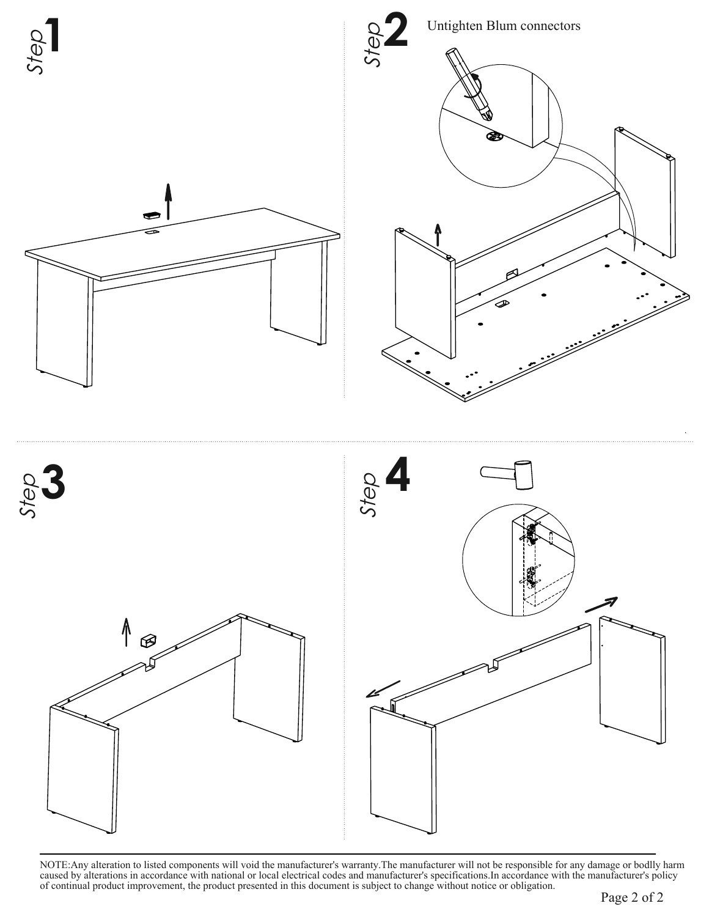Step 1

Step 2

Untighten Blum connectors

Step 3

Step 4

NOTE:Any alteration to listed components will void the manufacturer's warranty.The manufacturer will not be responsible for any damage or bodlly harm caused by alterations in accordance with national or local electrical codes and manufacturer's specifications.In accordance with the manufacturer's policy of continual product improvement, the product presented in this document is subject to change without notice or obligation.